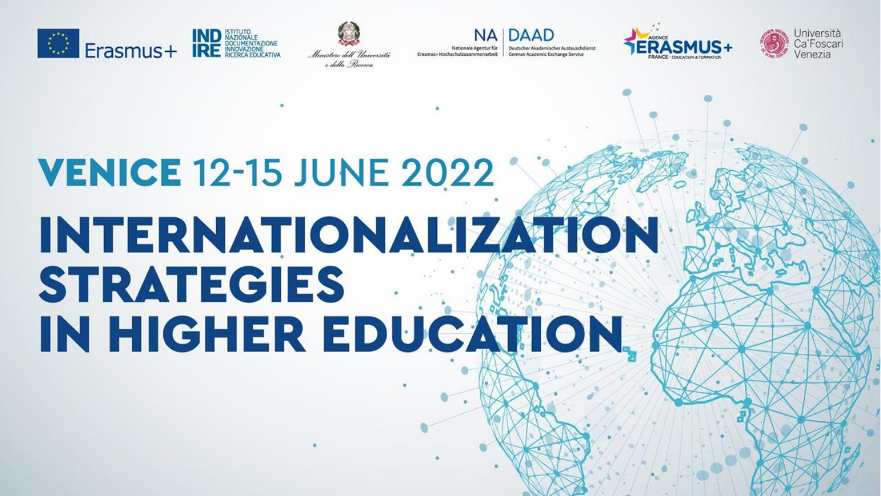Erasmus+ | INDIRE – Istituto Nazionale Documentazione Innovazione Ricerca Educativa | Ministero dell'Università e della Ricerca | NA DAAD – Nationale Agentur für Erasmus+ Hochschulzusammenarbeit, Deutscher Akademischer Austauschdienst, German Academic Exchange Service | Agence Erasmus+ France – Education & Formation | Università Ca'Foscari Venezia

## VENICE 12-15 JUNE 2022

# INTERNATIONALIZATION STRATEGIES IN HIGHER EDUCATION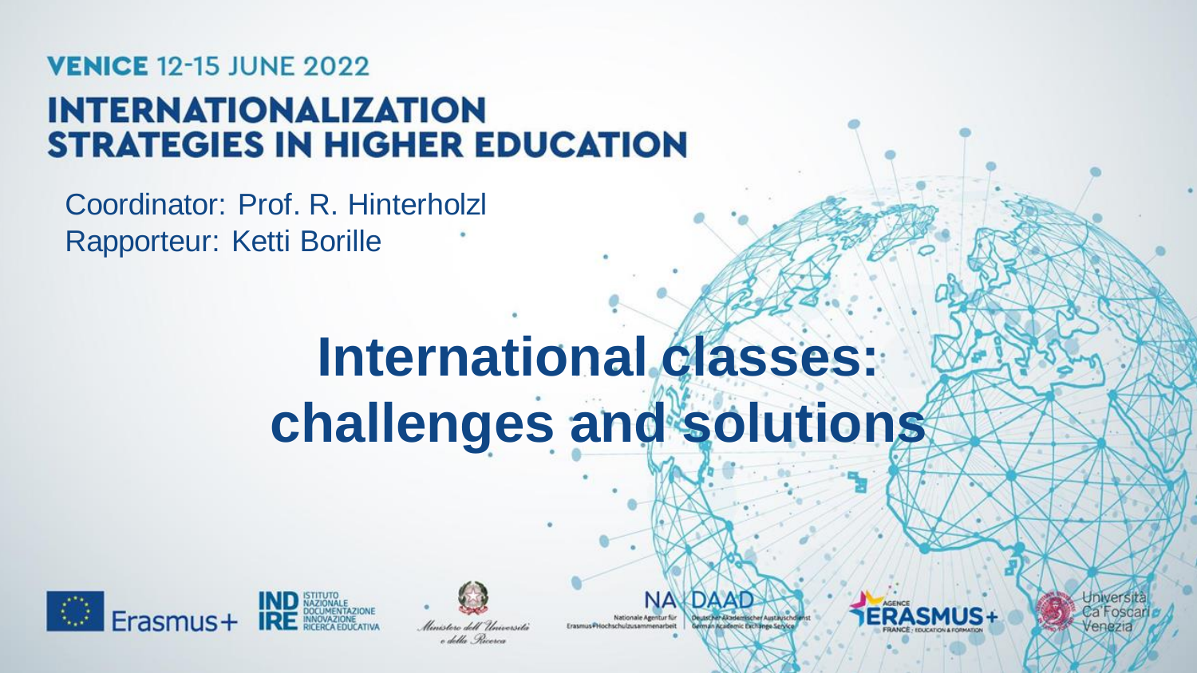**VENICE 12-15 JUNE 2022**

## INTERNATIONALIZATION STRATEGIES IN HIGHER EDUCATION

Coordinator: Prof. R. Hinterholzl
Rapporteur: Ketti Borille

# International classes: challenges and solutions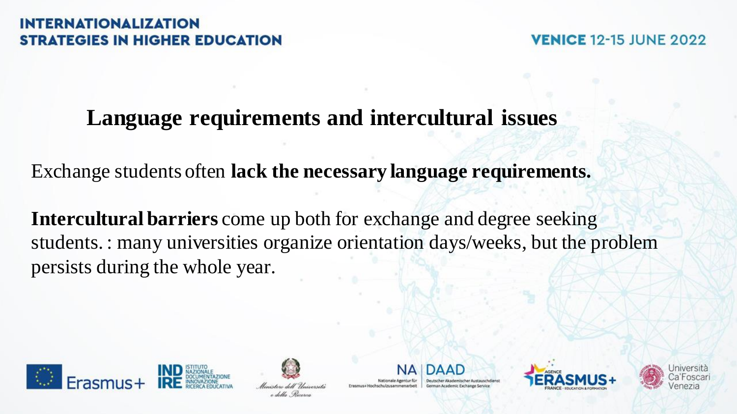## Language requirements and intercultural issues

Exchange students often **lack the necessary language requirements.**

**Intercultural barriers** come up both for exchange and degree seeking students. : many universities organize orientation days/weeks, but the problem persists during the whole year.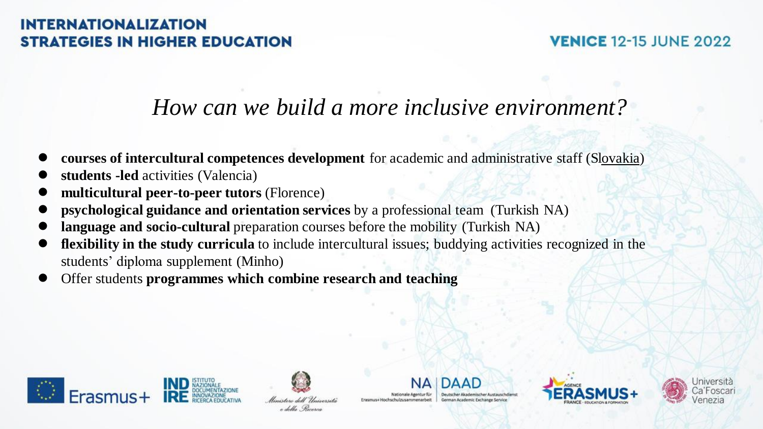## *How can we build a more inclusive environment?*

- **courses of intercultural competences development** for academic and administrative staff (Slovakia)
- **students -led** activities (Valencia)
- **multicultural peer-to-peer tutors** (Florence)
- **psychological guidance and orientation services** by a professional team (Turkish NA)
- **language and socio-cultural** preparation courses before the mobility (Turkish NA)
- **flexibility in the study curricula** to include intercultural issues; buddying activities recognized in the students' diploma supplement (Minho)
- Offer students **programmes which combine research and teaching**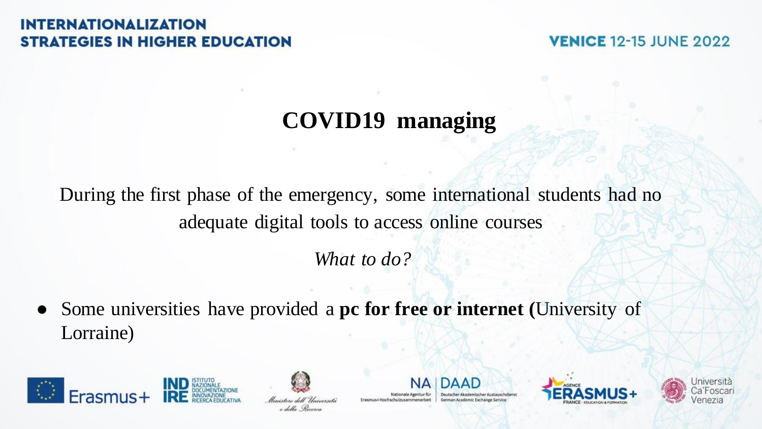# COVID19 managing

During the first phase of the emergency, some international students had no adequate digital tools to access online courses

*What to do?*

- Some universities have provided a **pc for free or internet (**University of Lorraine)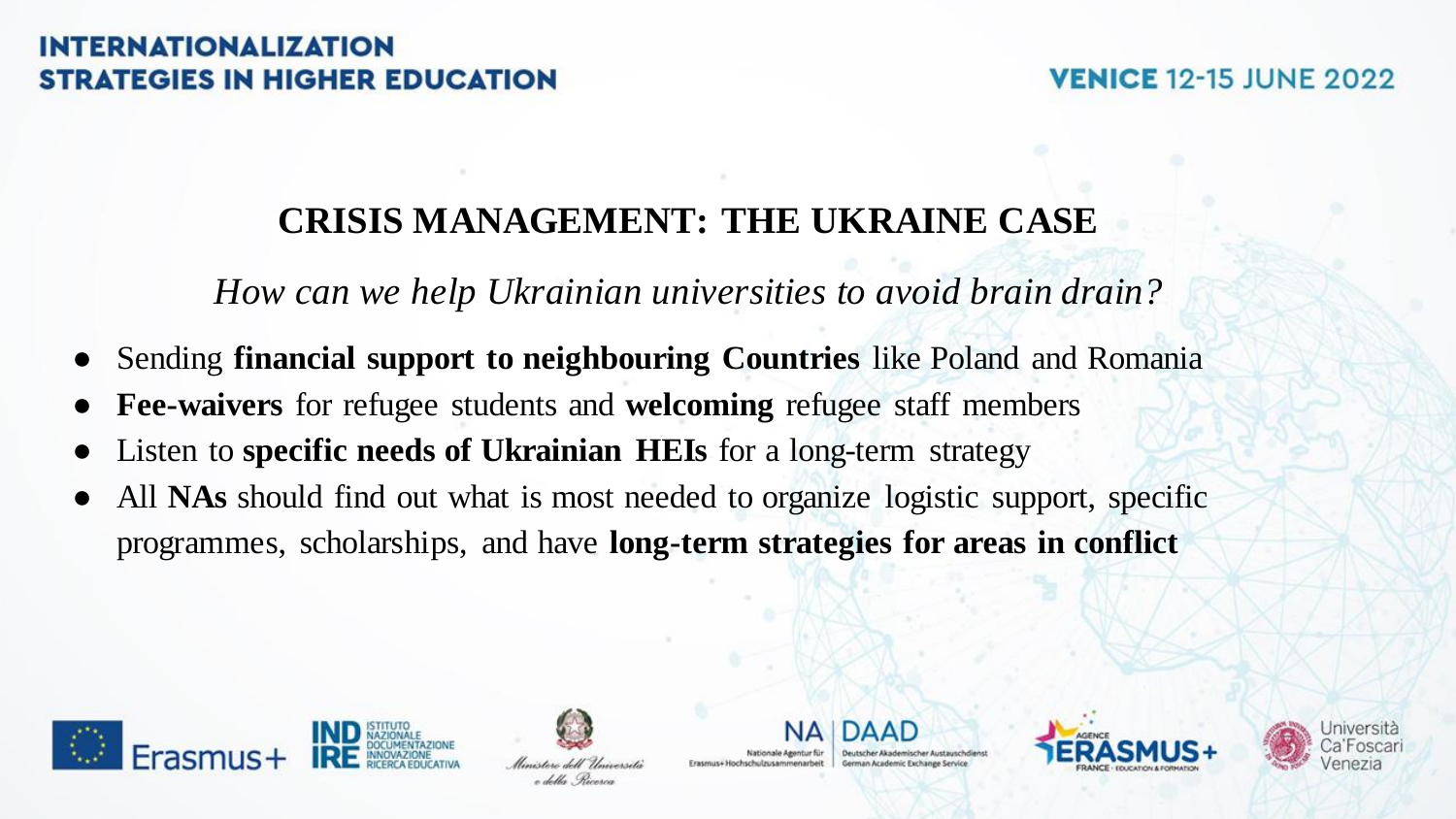## CRISIS MANAGEMENT: THE UKRAINE CASE

*How can we help Ukrainian universities to avoid brain drain?*

- Sending **financial support to neighbouring Countries** like Poland and Romania
- **Fee-waivers** for refugee students and **welcoming** refugee staff members
- Listen to **specific needs of Ukrainian HEIs** for a long-term strategy
- All **NAs** should find out what is most needed to organize logistic support, specific programmes, scholarships, and have **long-term strategies for areas in conflict**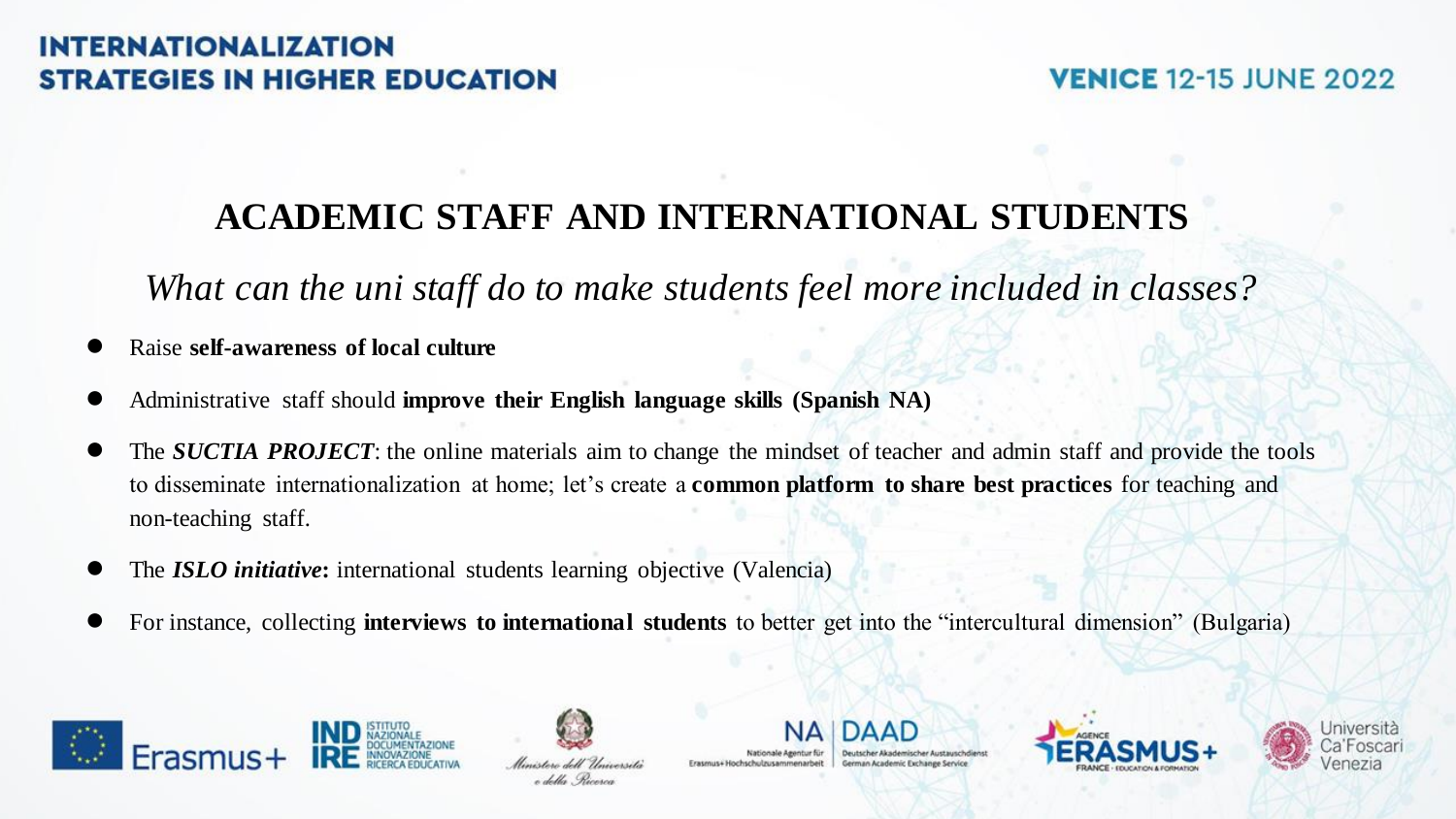## ACADEMIC STAFF AND INTERNATIONAL STUDENTS

*What can the uni staff do to make students feel more included in classes?*

- Raise **self-awareness of local culture**
- Administrative staff should **improve their English language skills (Spanish NA)**
- The ***SUCTIA PROJECT***: the online materials aim to change the mindset of teacher and admin staff and provide the tools to disseminate internationalization at home; let's create a **common platform to share best practices** for teaching and non-teaching staff.
- The ***ISLO initiative*:** international students learning objective (Valencia)
- For instance, collecting **interviews to international students** to better get into the "intercultural dimension" (Bulgaria)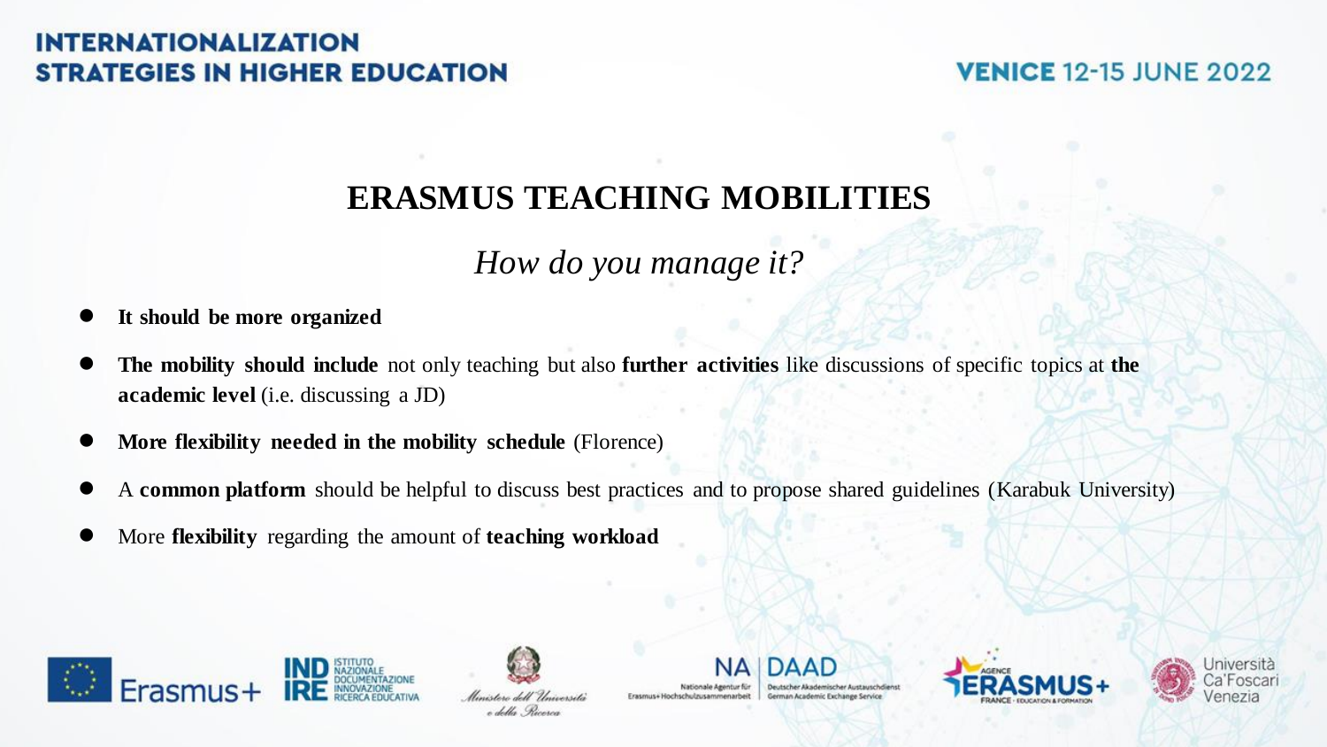# ERASMUS TEACHING MOBILITIES

*How do you manage it?*

- **It should be more organized**
- **The mobility should include** not only teaching but also **further activities** like discussions of specific topics at **the academic level** (i.e. discussing a JD)
- **More flexibility needed in the mobility schedule** (Florence)
- A **common platform** should be helpful to discuss best practices and to propose shared guidelines (Karabuk University)
- More **flexibility** regarding the amount of **teaching workload**